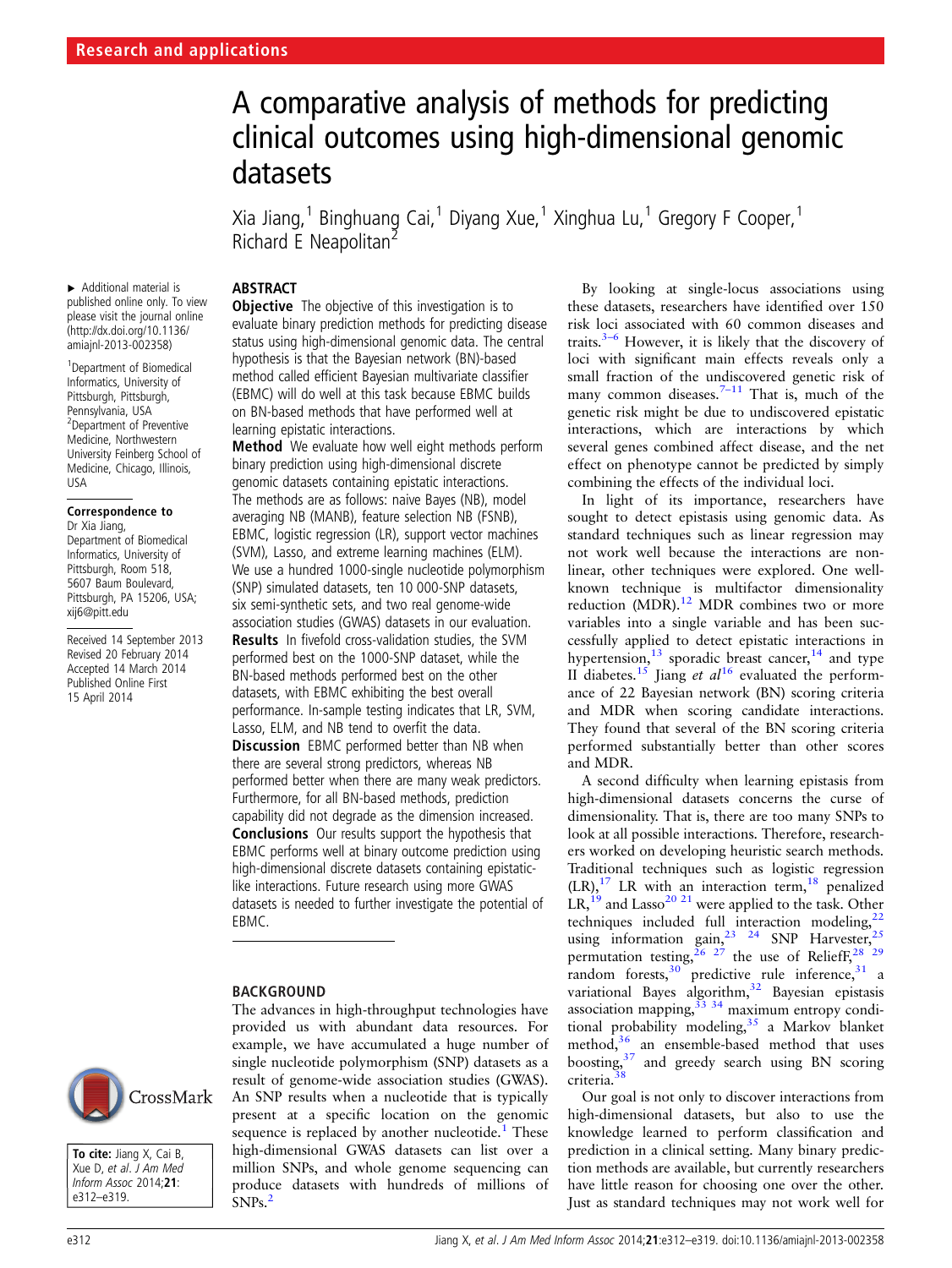Research and applications

# A comparative analysis of methods for predicting clinical outcomes using high-dimensional genomic datasets

Xia Jiang,[1] Binghuang Cai,[1] Diyang Xue,[1] Xinghua Lu,[1] Gregory F Cooper,[1] Richard E Neapolitan[2]

▸ Additional material is published online only. To view please visit the journal online (http://dx.doi.org/10.1136/amiajnl-2013-002358)

[1]Department of Biomedical Informatics, University of Pittsburgh, Pittsburgh, Pennsylvania, USA
[2]Department of Preventive Medicine, Northwestern University Feinberg School of Medicine, Chicago, Illinois, USA

**Correspondence to**
Dr Xia Jiang, Department of Biomedical Informatics, University of Pittsburgh, Room 518, 5607 Baum Boulevard, Pittsburgh, PA 15206, USA; xij6@pitt.edu

Received 14 September 2013
Revised 20 February 2014
Accepted 14 March 2014
Published Online First 15 April 2014

**To cite:** Jiang X, Cai B, Xue D, *et al*. *J Am Med Inform Assoc* 2014;**21**: e312–e319.

## ABSTRACT

**Objective** The objective of this investigation is to evaluate binary prediction methods for predicting disease status using high-dimensional genomic data. The central hypothesis is that the Bayesian network (BN)-based method called efficient Bayesian multivariate classifier (EBMC) will do well at this task because EBMC builds on BN-based methods that have performed well at learning epistatic interactions.

**Method** We evaluate how well eight methods perform binary prediction using high-dimensional discrete genomic datasets containing epistatic interactions. The methods are as follows: naive Bayes (NB), model averaging NB (MANB), feature selection NB (FSNB), EBMC, logistic regression (LR), support vector machines (SVM), Lasso, and extreme learning machines (ELM). We use a hundred 1000-single nucleotide polymorphism (SNP) simulated datasets, ten 10 000-SNP datasets, six semi-synthetic sets, and two real genome-wide association studies (GWAS) datasets in our evaluation.

**Results** In fivefold cross-validation studies, the SVM performed best on the 1000-SNP dataset, while the BN-based methods performed best on the other datasets, with EBMC exhibiting the best overall performance. In-sample testing indicates that LR, SVM, Lasso, ELM, and NB tend to overfit the data.

**Discussion** EBMC performed better than NB when there are several strong predictors, whereas NB performed better when there are many weak predictors. Furthermore, for all BN-based methods, prediction capability did not degrade as the dimension increased.

**Conclusions** Our results support the hypothesis that EBMC performs well at binary outcome prediction using high-dimensional discrete datasets containing epistatic-like interactions. Future research using more GWAS datasets is needed to further investigate the potential of EBMC.

## BACKGROUND

The advances in high-throughput technologies have provided us with abundant data resources. For example, we have accumulated a huge number of single nucleotide polymorphism (SNP) datasets as a result of genome-wide association studies (GWAS). An SNP results when a nucleotide that is typically present at a specific location on the genomic sequence is replaced by another nucleotide.[1] These high-dimensional GWAS datasets can list over a million SNPs, and whole genome sequencing can produce datasets with hundreds of millions of SNPs.[2]

By looking at single-locus associations using these datasets, researchers have identified over 150 risk loci associated with 60 common diseases and traits.[3–6] However, it is likely that the discovery of loci with significant main effects reveals only a small fraction of the undiscovered genetic risk of many common diseases.[7–11] That is, much of the genetic risk might be due to undiscovered epistatic interactions, which are interactions by which several genes combined affect disease, and the net effect on phenotype cannot be predicted by simply combining the effects of the individual loci.

In light of its importance, researchers have sought to detect epistasis using genomic data. As standard techniques such as linear regression may not work well because the interactions are non-linear, other techniques were explored. One well-known technique is multifactor dimensionality reduction (MDR).[12] MDR combines two or more variables into a single variable and has been successfully applied to detect epistatic interactions in hypertension,[13] sporadic breast cancer,[14] and type II diabetes.[15] Jiang *et al*[16] evaluated the performance of 22 Bayesian network (BN) scoring criteria and MDR when scoring candidate interactions. They found that several of the BN scoring criteria performed substantially better than other scores and MDR.

A second difficulty when learning epistasis from high-dimensional datasets concerns the curse of dimensionality. That is, there are too many SNPs to look at all possible interactions. Therefore, researchers worked on developing heuristic search methods. Traditional techniques such as logistic regression (LR),[17] LR with an interaction term,[18] penalized LR,[19] and Lasso[20 21] were applied to the task. Other techniques included full interaction modeling,[22] using information gain,[23 24] SNP Harvester,[25] permutation testing,[26 27] the use of ReliefF,[28 29] random forests,[30] predictive rule inference,[31] a variational Bayes algorithm,[32] Bayesian epistasis association mapping,[33 34] maximum entropy conditional probability modeling,[35] a Markov blanket method,[36] an ensemble-based method that uses boosting,[37] and greedy search using BN scoring criteria.[38]

Our goal is not only to discover interactions from high-dimensional datasets, but also to use the knowledge learned to perform classification and prediction in a clinical setting. Many binary prediction methods are available, but currently researchers have little reason for choosing one over the other. Just as standard techniques may not work well for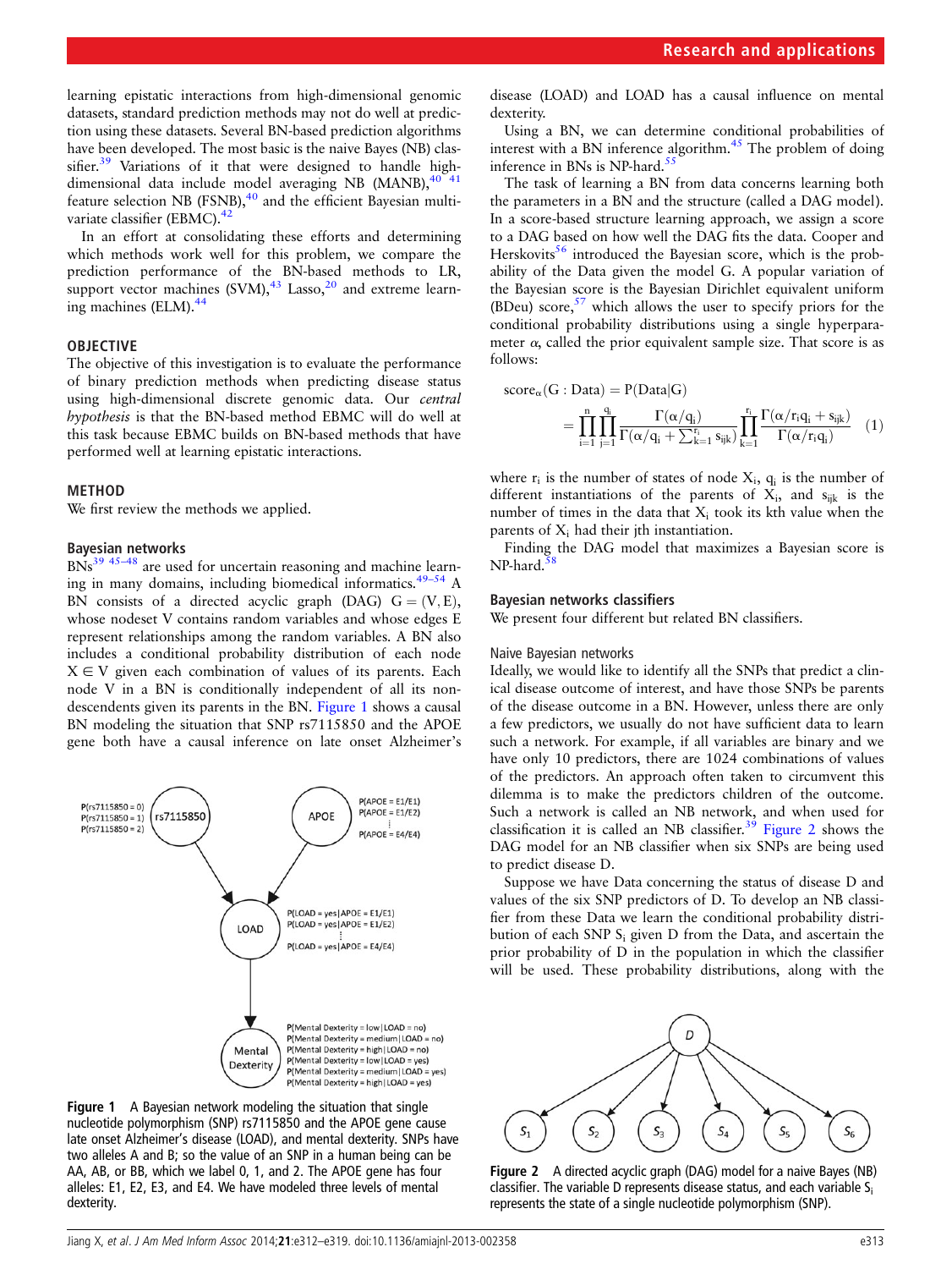learning epistatic interactions from high-dimensional genomic datasets, standard prediction methods may not do well at prediction using these datasets. Several BN-based prediction algorithms have been developed. The most basic is the naive Bayes (NB) classifier.[39] Variations of it that were designed to handle high-dimensional data include model averaging NB (MANB),[40 41] feature selection NB (FSNB),[40] and the efficient Bayesian multivariate classifier (EBMC).[42]

In an effort at consolidating these efforts and determining which methods work well for this problem, we compare the prediction performance of the BN-based methods to LR, support vector machines (SVM),[43] Lasso,[20] and extreme learning machines (ELM).[44]

## OBJECTIVE

The objective of this investigation is to evaluate the performance of binary prediction methods when predicting disease status using high-dimensional discrete genomic data. Our *central hypothesis* is that the BN-based method EBMC will do well at this task because EBMC builds on BN-based methods that have performed well at learning epistatic interactions.

## METHOD

We first review the methods we applied.

### Bayesian networks

BNs[39 45–48] are used for uncertain reasoning and machine learning in many domains, including biomedical informatics.[49–54] A BN consists of a directed acyclic graph (DAG) $G = (V, E)$, whose nodeset V contains random variables and whose edges E represent relationships among the random variables. A BN also includes a conditional probability distribution of each node $X \in V$ given each combination of values of its parents. Each node V in a BN is conditionally independent of all its non-descendents given its parents in the BN. Figure 1 shows a causal BN modeling the situation that SNP rs7115850 and the APOE gene both have a causal inference on late onset Alzheimer's disease (LOAD) and LOAD has a causal influence on mental dexterity.

Figure 1 A Bayesian network modeling the situation that single nucleotide polymorphism (SNP) rs7115850 and the APOE gene cause late onset Alzheimer's disease (LOAD), and mental dexterity. SNPs have two alleles A and B; so the value of an SNP in a human being can be AA, AB, or BB, which we label 0, 1, and 2. The APOE gene has four alleles: E1, E2, E3, and E4. We have modeled three levels of mental dexterity.

Using a BN, we can determine conditional probabilities of interest with a BN inference algorithm.[45] The problem of doing inference in BNs is NP-hard.[55]

The task of learning a BN from data concerns learning both the parameters in a BN and the structure (called a DAG model). In a score-based structure learning approach, we assign a score to a DAG based on how well the DAG fits the data. Cooper and Herskovits[56] introduced the Bayesian score, which is the probability of the Data given the model G. A popular variation of the Bayesian score is the Bayesian Dirichlet equivalent uniform (BDeu) score,[57] which allows the user to specify priors for the conditional probability distributions using a single hyperparameter α, called the prior equivalent sample size. That score is as follows:

$$\text{score}_\alpha(G : \text{Data}) = P(\text{Data}|G) = \prod_{i=1}^{n}\prod_{j=1}^{q_i}\frac{\Gamma(\alpha/q_i)}{\Gamma(\alpha/q_i + \sum_{k=1}^{r_i} s_{ijk})}\prod_{k=1}^{r_i}\frac{\Gamma(\alpha/r_i q_i + s_{ijk})}{\Gamma(\alpha/r_i q_i)} \quad (1)$$

where $r_i$ is the number of states of node $X_i$, $q_i$ is the number of different instantiations of the parents of $X_i$, and $s_{ijk}$ is the number of times in the data that $X_i$ took its kth value when the parents of $X_i$ had their jth instantiation.

Finding the DAG model that maximizes a Bayesian score is NP-hard.[58]

### Bayesian networks classifiers

We present four different but related BN classifiers.

#### Naive Bayesian networks

Ideally, we would like to identify all the SNPs that predict a clinical disease outcome of interest, and have those SNPs be parents of the disease outcome in a BN. However, unless there are only a few predictors, we usually do not have sufficient data to learn such a network. For example, if all variables are binary and we have only 10 predictors, there are 1024 combinations of values of the predictors. An approach often taken to circumvent this dilemma is to make the predictors children of the outcome. Such a network is called an NB network, and when used for classification it is called an NB classifier.[39] Figure 2 shows the DAG model for an NB classifier when six SNPs are being used to predict disease D.

Suppose we have Data concerning the status of disease D and values of the six SNP predictors of D. To develop an NB classifier from these Data we learn the conditional probability distribution of each SNP $S_i$ given D from the Data, and ascertain the prior probability of D in the population in which the classifier will be used. These probability distributions, along with the

Figure 2 A directed acyclic graph (DAG) model for a naive Bayes (NB) classifier. The variable D represents disease status, and each variable $S_i$ represents the state of a single nucleotide polymorphism (SNP).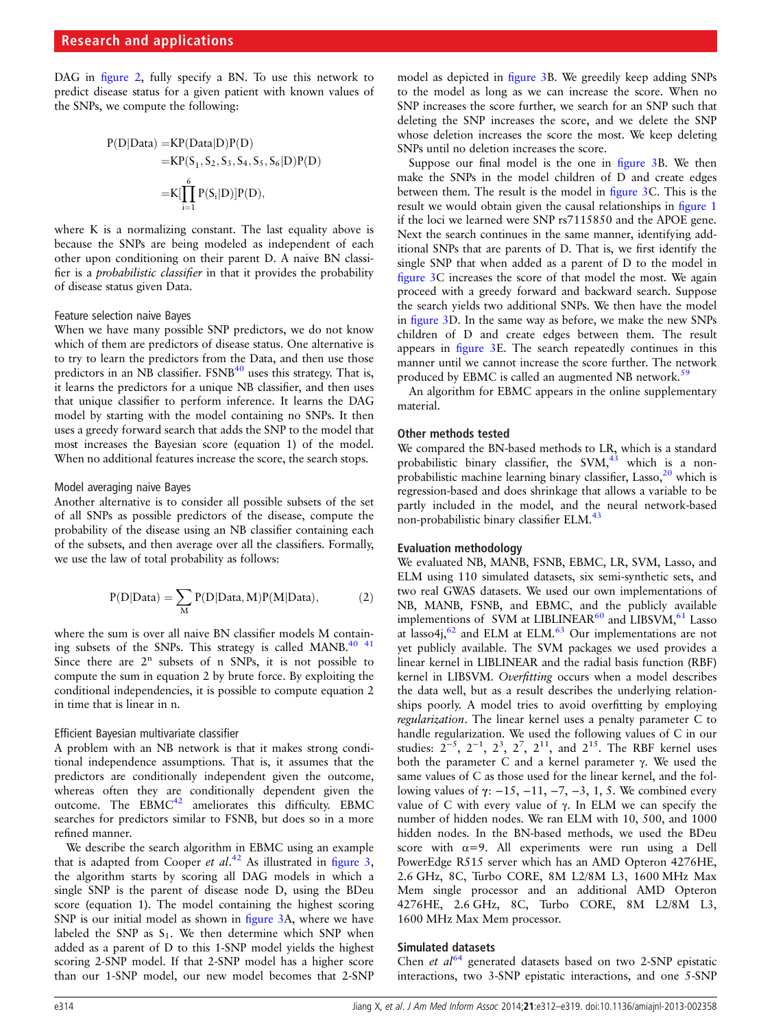DAG in figure 2, fully specify a BN. To use this network to predict disease status for a given patient with known values of the SNPs, we compute the following:

$$
\begin{aligned}
P(D|\text{Data}) &= KP(\text{Data}|D)P(D) \\
&= KP(S_1, S_2, S_3, S_4, S_5, S_6|D)P(D) \\
&= K\left[\prod_{i=1}^{6} P(S_i|D)\right]P(D),
\end{aligned}
$$

where K is a normalizing constant. The last equality above is because the SNPs are being modeled as independent of each other upon conditioning on their parent D. A naive BN classifier is a *probabilistic classifier* in that it provides the probability of disease status given Data.

### Feature selection naive Bayes

When we have many possible SNP predictors, we do not know which of them are predictors of disease status. One alternative is to try to learn the predictors from the Data, and then use those predictors in an NB classifier. FSNB[40] uses this strategy. That is, it learns the predictors for a unique NB classifier, and then uses that unique classifier to perform inference. It learns the DAG model by starting with the model containing no SNPs. It then uses a greedy forward search that adds the SNP to the model that most increases the Bayesian score (equation 1) of the model. When no additional features increase the score, the search stops.

### Model averaging naive Bayes

Another alternative is to consider all possible subsets of the set of all SNPs as possible predictors of the disease, compute the probability of the disease using an NB classifier containing each of the subsets, and then average over all the classifiers. Formally, we use the law of total probability as follows:

$$
P(D|\text{Data}) = \sum_{M} P(D|\text{Data}, M)P(M|\text{Data}), \qquad (2)
$$

where the sum is over all naive BN classifier models M containing subsets of the SNPs. This strategy is called MANB.[40 41] Since there are $2^n$ subsets of n SNPs, it is not possible to compute the sum in equation 2 by brute force. By exploiting the conditional independencies, it is possible to compute equation 2 in time that is linear in n.

### Efficient Bayesian multivariate classifier

A problem with an NB network is that it makes strong conditional independence assumptions. That is, it assumes that the predictors are conditionally independent given the outcome, whereas often they are conditionally dependent given the outcome. The EBMC[42] ameliorates this difficulty. EBMC searches for predictors similar to FSNB, but does so in a more refined manner.

We describe the search algorithm in EBMC using an example that is adapted from Cooper *et al*.[42] As illustrated in figure 3, the algorithm starts by scoring all DAG models in which a single SNP is the parent of disease node D, using the BDeu score (equation 1). The model containing the highest scoring SNP is our initial model as shown in figure 3A, where we have labeled the SNP as $S_1$. We then determine which SNP when added as a parent of D to this 1-SNP model yields the highest scoring 2-SNP model. If that 2-SNP model has a higher score than our 1-SNP model, our new model becomes that 2-SNP model as depicted in figure 3B. We greedily keep adding SNPs to the model as long as we can increase the score. When no SNP increases the score further, we search for an SNP such that deleting the SNP increases the score, and we delete the SNP whose deletion increases the score the most. We keep deleting SNPs until no deletion increases the score.

Suppose our final model is the one in figure 3B. We then make the SNPs in the model children of D and create edges between them. The result is the model in figure 3C. This is the result we would obtain given the causal relationships in figure 1 if the loci we learned were SNP rs7115850 and the APOE gene. Next the search continues in the same manner, identifying additional SNPs that are parents of D. That is, we first identify the single SNP that when added as a parent of D to the model in figure 3C increases the score of that model the most. We again proceed with a greedy forward and backward search. Suppose the search yields two additional SNPs. We then have the model in figure 3D. In the same way as before, we make the new SNPs children of D and create edges between them. The result appears in figure 3E. The search repeatedly continues in this manner until we cannot increase the score further. The network produced by EBMC is called an augmented NB network.[59]

An algorithm for EBMC appears in the online supplementary material.

## Other methods tested

We compared the BN-based methods to LR, which is a standard probabilistic binary classifier, the SVM,[43] which is a non-probabilistic machine learning binary classifier, Lasso,[20] which is regression-based and does shrinkage that allows a variable to be partly included in the model, and the neural network-based non-probabilistic binary classifier ELM.[43]

## Evaluation methodology

We evaluated NB, MANB, FSNB, EBMC, LR, SVM, Lasso, and ELM using 110 simulated datasets, six semi-synthetic sets, and two real GWAS datasets. We used our own implementations of NB, MANB, FSNB, and EBMC, and the publicly available implementations of SVM at LIBLINEAR[60] and LIBSVM,[61] Lasso at lasso4j,[62] and ELM at ELM.[63] Our implementations are not yet publicly available. The SVM packages we used provides a linear kernel in LIBLINEAR and the radial basis function (RBF) kernel in LIBSVM. *Overfitting* occurs when a model describes the data well, but as a result describes the underlying relationships poorly. A model tries to avoid overfitting by employing *regularization*. The linear kernel uses a penalty parameter C to handle regularization. We used the following values of C in our studies: $2^{-5}$, $2^{-1}$, $2^{3}$, $2^{7}$, $2^{11}$, and $2^{15}$. The RBF kernel uses both the parameter C and a kernel parameter γ. We used the same values of C as those used for the linear kernel, and the following values of γ: −15, −11, −7, −3, 1, 5. We combined every value of C with every value of γ. In ELM we can specify the number of hidden nodes. We ran ELM with 10, 500, and 1000 hidden nodes. In the BN-based methods, we used the BDeu score with $\alpha=9$. All experiments were run using a Dell PowerEdge R515 server which has an AMD Opteron 4276HE, 2.6 GHz, 8C, Turbo CORE, 8M L2/8M L3, 1600 MHz Max Mem single processor and an additional AMD Opteron 4276HE, 2.6 GHz, 8C, Turbo CORE, 8M L2/8M L3, 1600 MHz Max Mem processor.

## Simulated datasets

Chen *et al*[64] generated datasets based on two 2-SNP epistatic interactions, two 3-SNP epistatic interactions, and one 5-SNP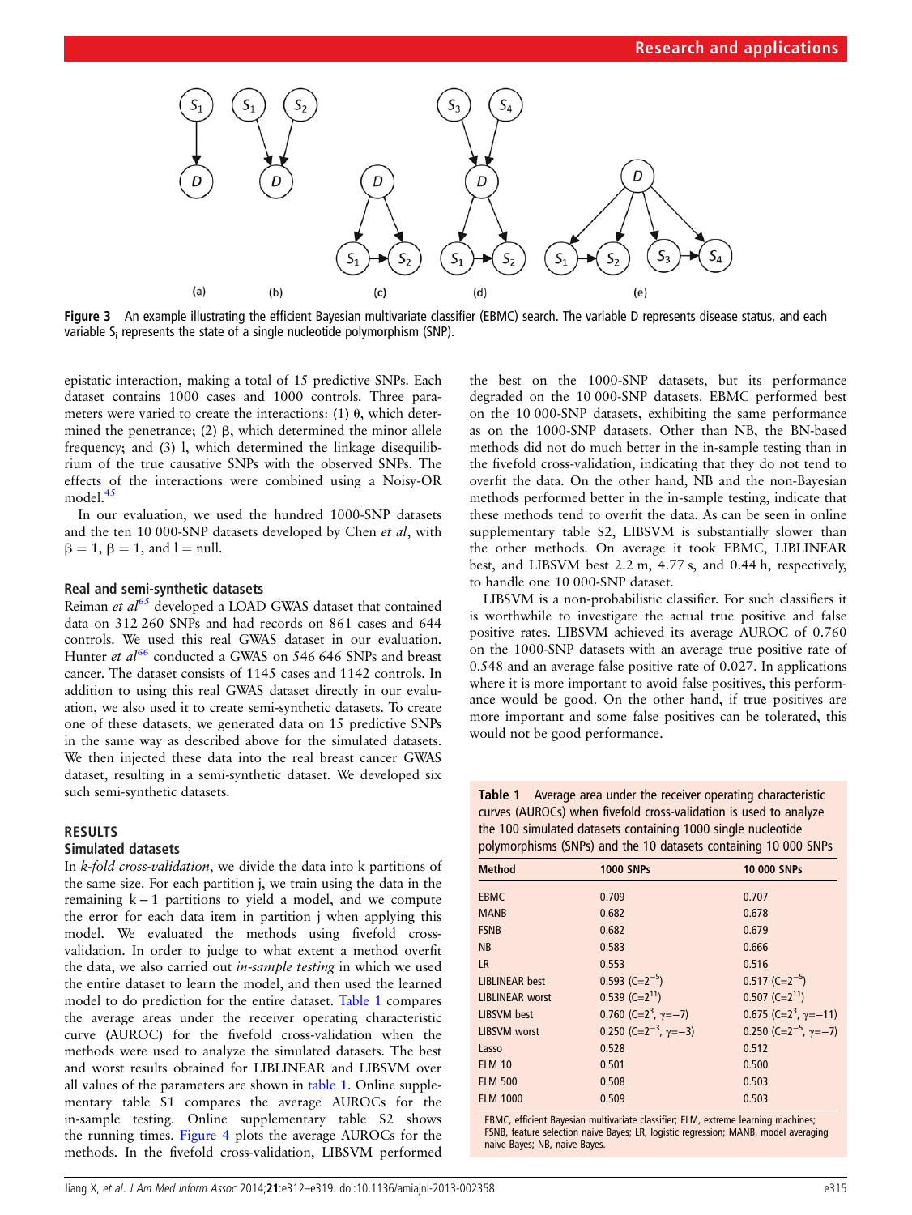Figure 3 An example illustrating the efficient Bayesian multivariate classifier (EBMC) search. The variable D represents disease status, and each variable $S_i$ represents the state of a single nucleotide polymorphism (SNP).

epistatic interaction, making a total of 15 predictive SNPs. Each dataset contains 1000 cases and 1000 controls. Three parameters were varied to create the interactions: (1) θ, which determined the penetrance; (2) β, which determined the minor allele frequency; and (3) l, which determined the linkage disequilibrium of the true causative SNPs with the observed SNPs. The effects of the interactions were combined using a Noisy-OR model.[45]

In our evaluation, we used the hundred 1000-SNP datasets and the ten 10 000-SNP datasets developed by Chen *et al*, with β = 1, β = 1, and l = null.

### Real and semi-synthetic datasets

Reiman *et al*[65] developed a LOAD GWAS dataset that contained data on 312 260 SNPs and had records on 861 cases and 644 controls. We used this real GWAS dataset in our evaluation. Hunter *et al*[66] conducted a GWAS on 546 646 SNPs and breast cancer. The dataset consists of 1145 cases and 1142 controls. In addition to using this real GWAS dataset directly in our evaluation, we also used it to create semi-synthetic datasets. To create one of these datasets, we generated data on 15 predictive SNPs in the same way as described above for the simulated datasets. We then injected these data into the real breast cancer GWAS dataset, resulting in a semi-synthetic dataset. We developed six such semi-synthetic datasets.

## RESULTS

### Simulated datasets

In *k-fold cross-validation*, we divide the data into k partitions of the same size. For each partition j, we train using the data in the remaining k − 1 partitions to yield a model, and we compute the error for each data item in partition j when applying this model. We evaluated the methods using fivefold cross-validation. In order to judge to what extent a method overfit the data, we also carried out *in-sample testing* in which we used the entire dataset to learn the model, and then used the learned model to do prediction for the entire dataset. Table 1 compares the average areas under the receiver operating characteristic curve (AUROC) for the fivefold cross-validation when the methods were used to analyze the simulated datasets. The best and worst results obtained for LIBLINEAR and LIBSVM over all values of the parameters are shown in table 1. Online supplementary table S1 compares the average AUROCs for the in-sample testing. Online supplementary table S2 shows the running times. Figure 4 plots the average AUROCs for the methods. In the fivefold cross-validation, LIBSVM performed the best on the 1000-SNP datasets, but its performance degraded on the 10 000-SNP datasets. EBMC performed best on the 10 000-SNP datasets, exhibiting the same performance as on the 1000-SNP datasets. Other than NB, the BN-based methods did not do much better in the in-sample testing than in the fivefold cross-validation, indicating that they do not tend to overfit the data. On the other hand, NB and the non-Bayesian methods performed better in the in-sample testing, indicate that these methods tend to overfit the data. As can be seen in online supplementary table S2, LIBSVM is substantially slower than the other methods. On average it took EBMC, LIBLINEAR best, and LIBSVM best 2.2 m, 4.77 s, and 0.44 h, respectively, to handle one 10 000-SNP dataset.

LIBSVM is a non-probabilistic classifier. For such classifiers it is worthwhile to investigate the actual true positive and false positive rates. LIBSVM achieved its average AUROC of 0.760 on the 1000-SNP datasets with an average true positive rate of 0.548 and an average false positive rate of 0.027. In applications where it is more important to avoid false positives, this performance would be good. On the other hand, if true positives are more important and some false positives can be tolerated, this would not be good performance.

**Table 1** Average area under the receiver operating characteristic curves (AUROCs) when fivefold cross-validation is used to analyze the 100 simulated datasets containing 1000 single nucleotide polymorphisms (SNPs) and the 10 datasets containing 10 000 SNPs

| Method | 1000 SNPs | 10 000 SNPs |
|---|---|---|
| EBMC | 0.709 | 0.707 |
| MANB | 0.682 | 0.678 |
| FSNB | 0.682 | 0.679 |
| NB | 0.583 | 0.666 |
| LR | 0.553 | 0.516 |
| LIBLINEAR best | 0.593 ($C=2^{-5}$) | 0.517 ($C=2^{-5}$) |
| LIBLINEAR worst | 0.539 ($C=2^{11}$) | 0.507 ($C=2^{11}$) |
| LIBSVM best | 0.760 ($C=2^{3}$, $\gamma=-7$) | 0.675 ($C=2^{3}$, $\gamma=-11$) |
| LIBSVM worst | 0.250 ($C=2^{-3}$, $\gamma=-3$) | 0.250 ($C=2^{-5}$, $\gamma=-7$) |
| Lasso | 0.528 | 0.512 |
| ELM 10 | 0.501 | 0.500 |
| ELM 500 | 0.508 | 0.503 |
| ELM 1000 | 0.509 | 0.503 |

EBMC, efficient Bayesian multivariate classifier; ELM, extreme learning machines; FSNB, feature selection naive Bayes; LR, logistic regression; MANB, model averaging naive Bayes; NB, naive Bayes.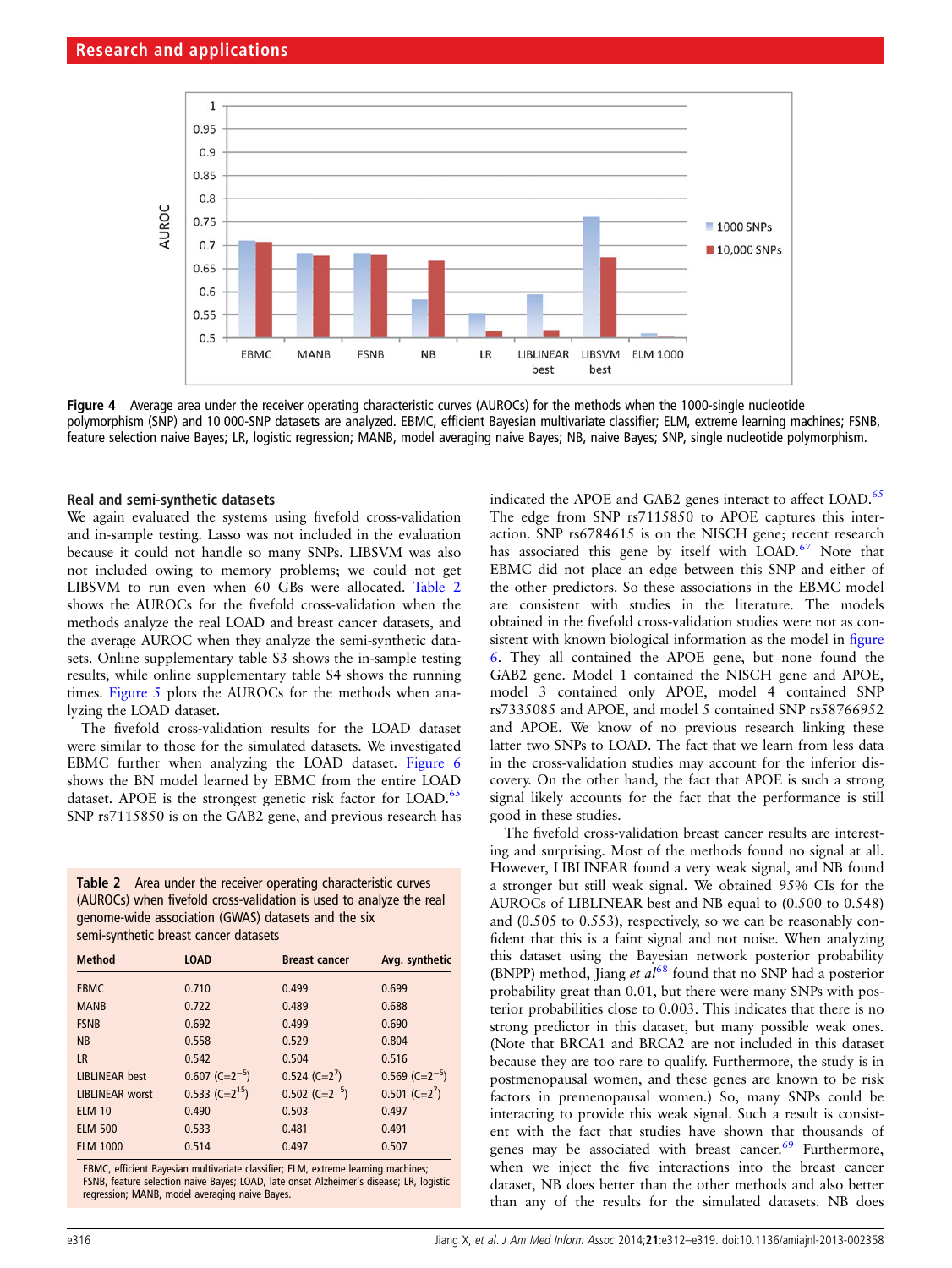Figure 4 Average area under the receiver operating characteristic curves (AUROCs) for the methods when the 1000-single nucleotide polymorphism (SNP) and 10 000-SNP datasets are analyzed. EBMC, efficient Bayesian multivariate classifier; ELM, extreme learning machines; FSNB, feature selection naive Bayes; LR, logistic regression; MANB, model averaging naive Bayes; NB, naive Bayes; SNP, single nucleotide polymorphism.

### Real and semi-synthetic datasets

We again evaluated the systems using fivefold cross-validation and in-sample testing. Lasso was not included in the evaluation because it could not handle so many SNPs. LIBSVM was also not included owing to memory problems; we could not get LIBSVM to run even when 60 GBs were allocated. Table 2 shows the AUROCs for the fivefold cross-validation when the methods analyze the real LOAD and breast cancer datasets, and the average AUROC when they analyze the semi-synthetic datasets. Online supplementary table S3 shows the in-sample testing results, while online supplementary table S4 shows the running times. Figure 5 plots the AUROCs for the methods when analyzing the LOAD dataset.

The fivefold cross-validation results for the LOAD dataset were similar to those for the simulated datasets. We investigated EBMC further when analyzing the LOAD dataset. Figure 6 shows the BN model learned by EBMC from the entire LOAD dataset. APOE is the strongest genetic risk factor for LOAD.[65] SNP rs7115850 is on the GAB2 gene, and previous research has indicated the APOE and GAB2 genes interact to affect LOAD.[65] The edge from SNP rs7115850 to APOE captures this interaction. SNP rs6784615 is on the NISCH gene; recent research has associated this gene by itself with LOAD.[67] Note that EBMC did not place an edge between this SNP and either of the other predictors. So these associations in the EBMC model are consistent with studies in the literature. The models obtained in the fivefold cross-validation studies were not as consistent with known biological information as the model in figure 6. They all contained the APOE gene, but none found the GAB2 gene. Model 1 contained the NISCH gene and APOE, model 3 contained only APOE, model 4 contained SNP rs7335085 and APOE, and model 5 contained SNP rs58766952 and APOE. We know of no previous research linking these latter two SNPs to LOAD. The fact that we learn from less data in the cross-validation studies may account for the inferior discovery. On the other hand, the fact that APOE is such a strong signal likely accounts for the fact that the performance is still good in these studies.

**Table 2** Area under the receiver operating characteristic curves (AUROCs) when fivefold cross-validation is used to analyze the real genome-wide association (GWAS) datasets and the six semi-synthetic breast cancer datasets

| Method | LOAD | Breast cancer | Avg. synthetic |
|---|---|---|---|
| EBMC | 0.710 | 0.499 | 0.699 |
| MANB | 0.722 | 0.489 | 0.688 |
| FSNB | 0.692 | 0.499 | 0.690 |
| NB | 0.558 | 0.529 | 0.804 |
| LR | 0.542 | 0.504 | 0.516 |
| LIBLINEAR best | 0.607 ($C=2^{-5}$) | 0.524 ($C=2^{7}$) | 0.569 ($C=2^{-5}$) |
| LIBLINEAR worst | 0.533 ($C=2^{15}$) | 0.502 ($C=2^{-5}$) | 0.501 ($C=2^{7}$) |
| ELM 10 | 0.490 | 0.503 | 0.497 |
| ELM 500 | 0.533 | 0.481 | 0.491 |
| ELM 1000 | 0.514 | 0.497 | 0.507 |

EBMC, efficient Bayesian multivariate classifier; ELM, extreme learning machines; FSNB, feature selection naive Bayes; LOAD, late onset Alzheimer's disease; LR, logistic regression; MANB, model averaging naive Bayes.

The fivefold cross-validation breast cancer results are interesting and surprising. Most of the methods found no signal at all. However, LIBLINEAR found a very weak signal, and NB found a stronger but still weak signal. We obtained 95% CIs for the AUROCs of LIBLINEAR best and NB equal to (0.500 to 0.548) and (0.505 to 0.553), respectively, so we can be reasonably confident that this is a faint signal and not noise. When analyzing this dataset using the Bayesian network posterior probability (BNPP) method, Jiang *et al*[68] found that no SNP had a posterior probability great than 0.01, but there were many SNPs with posterior probabilities close to 0.003. This indicates that there is no strong predictor in this dataset, but many possible weak ones. (Note that BRCA1 and BRCA2 are not included in this dataset because they are too rare to qualify. Furthermore, the study is in postmenopausal women, and these genes are known to be risk factors in premenopausal women.) So, many SNPs could be interacting to provide this weak signal. Such a result is consistent with the fact that studies have shown that thousands of genes may be associated with breast cancer.[69] Furthermore, when we inject the five interactions into the breast cancer dataset, NB does better than the other methods and also better than any of the results for the simulated datasets. NB does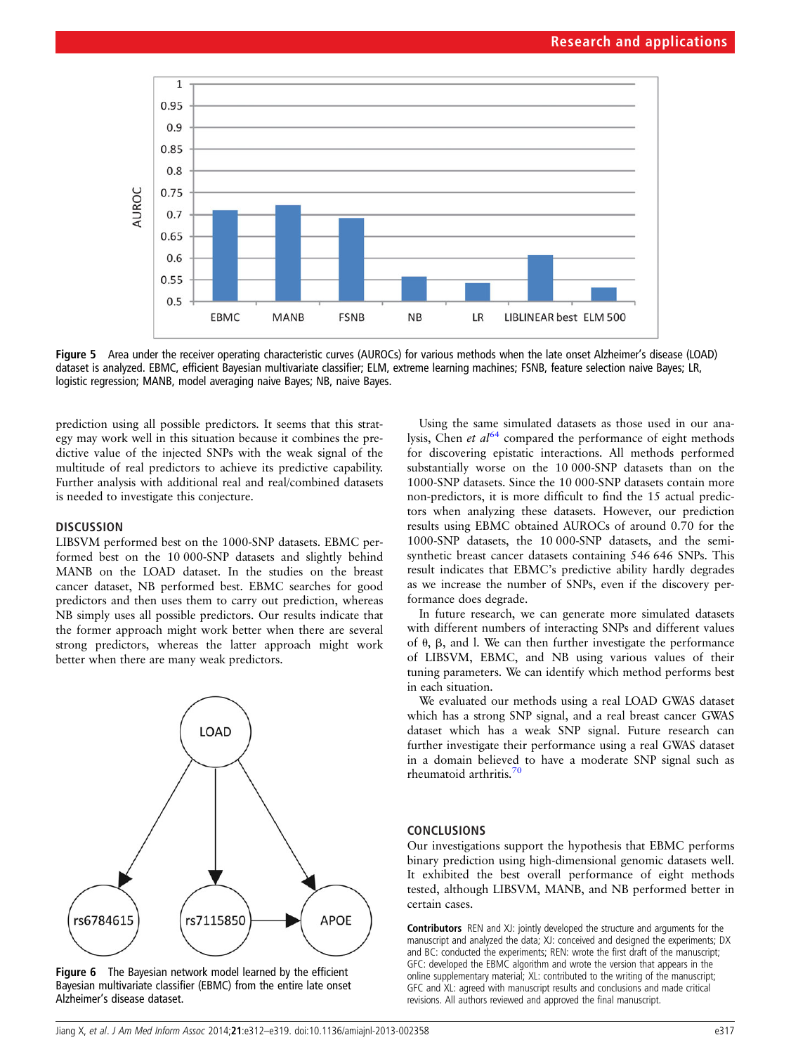Figure 5 Area under the receiver operating characteristic curves (AUROCs) for various methods when the late onset Alzheimer's disease (LOAD) dataset is analyzed. EBMC, efficient Bayesian multivariate classifier; ELM, extreme learning machines; FSNB, feature selection naive Bayes; LR, logistic regression; MANB, model averaging naive Bayes; NB, naive Bayes.

prediction using all possible predictors. It seems that this strategy may work well in this situation because it combines the predictive value of the injected SNPs with the weak signal of the multitude of real predictors to achieve its predictive capability. Further analysis with additional real and real/combined datasets is needed to investigate this conjecture.

## DISCUSSION

LIBSVM performed best on the 1000-SNP datasets. EBMC performed best on the 10 000-SNP datasets and slightly behind MANB on the LOAD dataset. In the studies on the breast cancer dataset, NB performed best. EBMC searches for good predictors and then uses them to carry out prediction, whereas NB simply uses all possible predictors. Our results indicate that the former approach might work better when there are several strong predictors, whereas the latter approach might work better when there are many weak predictors.

Using the same simulated datasets as those used in our analysis, Chen *et al*[64] compared the performance of eight methods for discovering epistatic interactions. All methods performed substantially worse on the 10 000-SNP datasets than on the 1000-SNP datasets. Since the 10 000-SNP datasets contain more non-predictors, it is more difficult to find the 15 actual predictors when analyzing these datasets. However, our prediction results using EBMC obtained AUROCs of around 0.70 for the 1000-SNP datasets, the 10 000-SNP datasets, and the semi-synthetic breast cancer datasets containing 546 646 SNPs. This result indicates that EBMC's predictive ability hardly degrades as we increase the number of SNPs, even if the discovery performance does degrade.

In future research, we can generate more simulated datasets with different numbers of interacting SNPs and different values of θ, β, and l. We can then further investigate the performance of LIBSVM, EBMC, and NB using various values of their tuning parameters. We can identify which method performs best in each situation.

We evaluated our methods using a real LOAD GWAS dataset which has a strong SNP signal, and a real breast cancer GWAS dataset which has a weak SNP signal. Future research can further investigate their performance using a real GWAS dataset in a domain believed to have a moderate SNP signal such as rheumatoid arthritis.[70]

Figure 6 The Bayesian network model learned by the efficient Bayesian multivariate classifier (EBMC) from the entire late onset Alzheimer's disease dataset.

## CONCLUSIONS

Our investigations support the hypothesis that EBMC performs binary prediction using high-dimensional genomic datasets well. It exhibited the best overall performance of eight methods tested, although LIBSVM, MANB, and NB performed better in certain cases.

**Contributors** REN and XJ: jointly developed the structure and arguments for the manuscript and analyzed the data; XJ: conceived and designed the experiments; DX and BC: conducted the experiments; REN: wrote the first draft of the manuscript; GFC: developed the EBMC algorithm and wrote the version that appears in the online supplementary material; XL: contributed to the writing of the manuscript; GFC and XL: agreed with manuscript results and conclusions and made critical revisions. All authors reviewed and approved the final manuscript.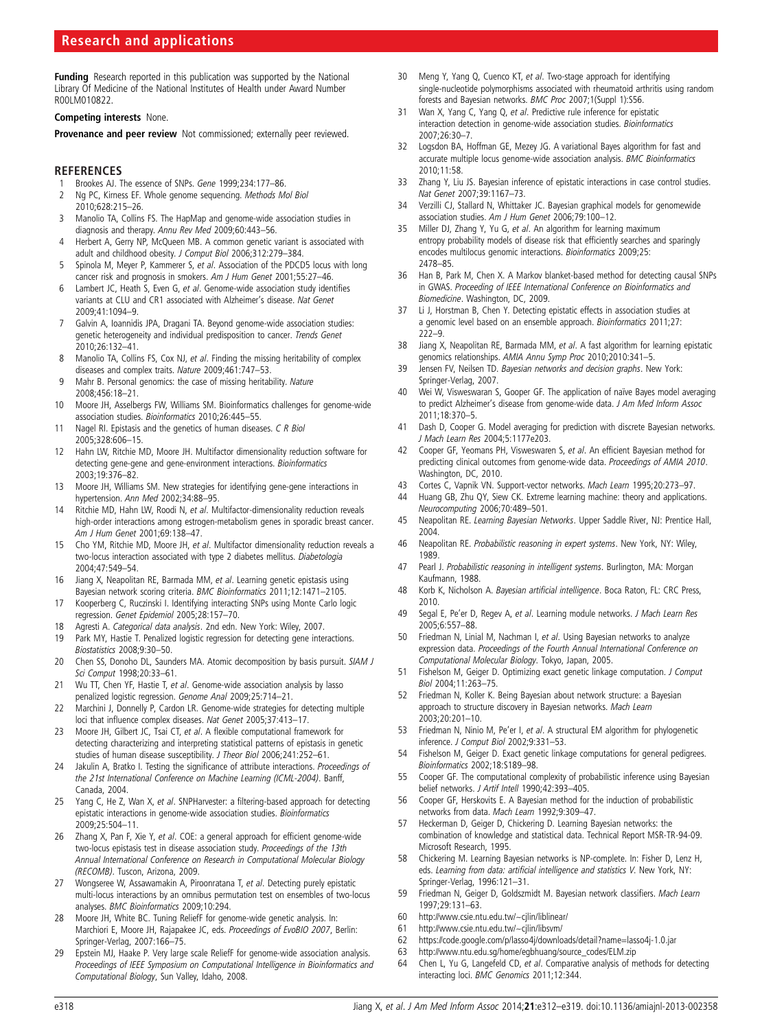**Funding** Research reported in this publication was supported by the National Library Of Medicine of the National Institutes of Health under Award Number R00LM010822.

**Competing interests** None.

**Provenance and peer review** Not commissioned; externally peer reviewed.

## REFERENCES

1. Brookes AJ. The essence of SNPs. *Gene* 1999;234:177–86.
2. Ng PC, Kirness EF. Whole genome sequencing. *Methods Mol Biol* 2010;628:215–26.
3. Manolio TA, Collins FS. The HapMap and genome-wide association studies in diagnosis and therapy. *Annu Rev Med* 2009;60:443–56.
4. Herbert A, Gerry NP, McQueen MB. A common genetic variant is associated with adult and childhood obesity. *J Comput Biol* 2006;312:279–384.
5. Spinola M, Meyer P, Kammerer S, *et al*. Association of the PDCD5 locus with long cancer risk and prognosis in smokers. *Am J Hum Genet* 2001;55:27–46.
6. Lambert JC, Heath S, Even G, *et al*. Genome-wide association study identifies variants at CLU and CR1 associated with Alzheimer's disease. *Nat Genet* 2009;41:1094–9.
7. Galvin A, Ioannidis JPA, Dragani TA. Beyond genome-wide association studies: genetic heterogeneity and individual predisposition to cancer. *Trends Genet* 2010;26:132–41.
8. Manolio TA, Collins FS, Cox NJ, *et al*. Finding the missing heritability of complex diseases and complex traits. *Nature* 2009;461:747–53.
9. Mahr B. Personal genomics: the case of missing heritability. *Nature* 2008;456:18–21.
10. Moore JH, Asselbergs FW, Williams SM. Bioinformatics challenges for genome-wide association studies. *Bioinformatics* 2010;26:445–55.
11. Nagel RI. Epistasis and the genetics of human diseases. *C R Biol* 2005;328:606–15.
12. Hahn LW, Ritchie MD, Moore JH. Multifactor dimensionality reduction software for detecting gene-gene and gene-environment interactions. *Bioinformatics* 2003;19:376–82.
13. Moore JH, Williams SM. New strategies for identifying gene-gene interactions in hypertension. *Ann Med* 2002;34:88–95.
14. Ritchie MD, Hahn LW, Roodi N, *et al*. Multifactor-dimensionality reduction reveals high-order interactions among estrogen-metabolism genes in sporadic breast cancer. *Am J Hum Genet* 2001;69:138–47.
15. Cho YM, Ritchie MD, Moore JH, *et al*. Multifactor dimensionality reduction reveals a two-locus interaction associated with type 2 diabetes mellitus. *Diabetologia* 2004;47:549–54.
16. Jiang X, Neapolitan RE, Barmada MM, *et al*. Learning genetic epistasis using Bayesian network scoring criteria. *BMC Bioinformatics* 2011;12:1471–2105.
17. Kooperberg C, Ruczinski I. Identifying interacting SNPs using Monte Carlo logic regression. *Genet Epidemiol* 2005;28:157–70.
18. Agresti A. *Categorical data analysis*. 2nd edn. New York: Wiley, 2007.
19. Park MY, Hastie T. Penalized logistic regression for detecting gene interactions. *Biostatistics* 2008;9:30–50.
20. Chen SS, Donoho DL, Saunders MA. Atomic decomposition by basis pursuit. *SIAM J Sci Comput* 1998;20:33–61.
21. Wu TT, Chen YF, Hastie T, *et al*. Genome-wide association analysis by lasso penalized logistic regression. *Genome Anal* 2009;25:714–21.
22. Marchini J, Donnelly P, Cardon LR. Genome-wide strategies for detecting multiple loci that influence complex diseases. *Nat Genet* 2005;37:413–17.
23. Moore JH, Gilbert JC, Tsai CT, *et al*. A flexible computational framework for detecting characterizing and interpreting statistical patterns of epistasis in genetic studies of human disease susceptibility. *J Theor Biol* 2006;241:252–61.
24. Jakulin A, Bratko I. Testing the significance of attribute interactions. *Proceedings of the 21st International Conference on Machine Learning (ICML-2004)*. Banff, Canada, 2004.
25. Yang C, He Z, Wan X, *et al*. SNPHarvester: a filtering-based approach for detecting epistatic interactions in genome-wide association studies. *Bioinformatics* 2009;25:504–11.
26. Zhang X, Pan F, Xie Y, *et al*. COE: a general approach for efficient genome-wide two-locus epistasis test in disease association study. *Proceedings of the 13th Annual International Conference on Research in Computational Molecular Biology (RECOMB)*. Tuscon, Arizona, 2009.
27. Wongseree W, Assawamakin A, Piroonratana T, *et al*. Detecting purely epistatic multi-locus interactions by an omnibus permutation test on ensembles of two-locus analyses. *BMC Bioinformatics* 2009;10:294.
28. Moore JH, White BC. Tuning ReliefF for genome-wide genetic analysis. In: Marchiori E, Moore JH, Rajapakee JC, eds. *Proceedings of EvoBIO 2007*, Berlin: Springer-Verlag, 2007:166–75.
29. Epstein MJ, Haake P. Very large scale ReliefF for genome-wide association analysis. *Proceedings of IEEE Symposium on Computational Intelligence in Bioinformatics and Computational Biology*, Sun Valley, Idaho, 2008.
30. Meng Y, Yang Q, Cuenco KT, *et al*. Two-stage approach for identifying single-nucleotide polymorphisms associated with rheumatoid arthritis using random forests and Bayesian networks. *BMC Proc* 2007;1(Suppl 1):S56.
31. Wan X, Yang C, Yang Q, *et al*. Predictive rule inference for epistatic interaction detection in genome-wide association studies. *Bioinformatics* 2007;26:30–7.
32. Logsdon BA, Hoffman GE, Mezey JG. A variational Bayes algorithm for fast and accurate multiple locus genome-wide association analysis. *BMC Bioinformatics* 2010;11:58.
33. Zhang Y, Liu JS. Bayesian inference of epistatic interactions in case control studies. *Nat Genet* 2007;39:1167–73.
34. Verzilli CJ, Stallard N, Whittaker JC. Bayesian graphical models for genomewide association studies. *Am J Hum Genet* 2006;79:100–12.
35. Miller DJ, Zhang Y, Yu G, *et al*. An algorithm for learning maximum entropy probability models of disease risk that efficiently searches and sparingly encodes multilocus genomic interactions. *Bioinformatics* 2009;25:2478–85.
36. Han B, Park M, Chen X. A Markov blanket-based method for detecting causal SNPs in GWAS. *Proceeding of IEEE International Conference on Bioinformatics and Biomedicine*. Washington, DC, 2009.
37. Li J, Horstman B, Chen Y. Detecting epistatic effects in association studies at a genomic level based on an ensemble approach. *Bioinformatics* 2011;27:222–9.
38. Jiang X, Neapolitan RE, Barmada MM, *et al*. A fast algorithm for learning epistatic genomics relationships. *AMIA Annu Symp Proc* 2010;2010:341–5.
39. Jensen FV, Neilsen TD. *Bayesian networks and decision graphs*. New York: Springer-Verlag, 2007.
40. Wei W, Visweswaran S, Gooper GF. The application of naïve Bayes model averaging to predict Alzheimer's disease from genome-wide data. *J Am Med Inform Assoc* 2011;18:370–5.
41. Dash D, Cooper G. Model averaging for prediction with discrete Bayesian networks. *J Mach Learn Res* 2004;5:1177e203.
42. Cooper GF, Yeomans PH, Visweswaren S, *et al*. An efficient Bayesian method for predicting clinical outcomes from genome-wide data. *Proceedings of AMIA 2010*. Washington, DC, 2010.
43. Cortes C, Vapnik VN. Support-vector networks. *Mach Learn* 1995;20:273–97.
44. Huang GB, Zhu QY, Siew CK. Extreme learning machine: theory and applications. *Neurocomputing* 2006;70:489–501.
45. Neapolitan RE. *Learning Bayesian Networks*. Upper Saddle River, NJ: Prentice Hall, 2004.
46. Neapolitan RE. *Probabilistic reasoning in expert systems*. New York, NY: Wiley, 1989.
47. Pearl J. *Probabilistic reasoning in intelligent systems*. Burlington, MA: Morgan Kaufmann, 1988.
48. Korb K, Nicholson A. *Bayesian artificial intelligence*. Boca Raton, FL: CRC Press, 2010.
49. Segal E, Pe'er D, Regev A, *et al*. Learning module networks. *J Mach Learn Res* 2005;6:557–88.
50. Friedman N, Linial M, Nachman I, *et al*. Using Bayesian networks to analyze expression data. *Proceedings of the Fourth Annual International Conference on Computational Molecular Biology*. Tokyo, Japan, 2005.
51. Fishelson M, Geiger D. Optimizing exact genetic linkage computation. *J Comput Biol* 2004;11:263–75.
52. Friedman N, Koller K. Being Bayesian about network structure: a Bayesian approach to structure discovery in Bayesian networks. *Mach Learn* 2003;20:201–10.
53. Friedman N, Ninio M, Pe'er I, *et al*. A structural EM algorithm for phylogenetic inference. *J Comput Biol* 2002;9:331–53.
54. Fishelson M, Geiger D. Exact genetic linkage computations for general pedigrees. *Bioinformatics* 2002;18:S189–98.
55. Cooper GF. The computational complexity of probabilistic inference using Bayesian belief networks. *J Artif Intell* 1990;42:393–405.
56. Cooper GF, Herskovits E. A Bayesian method for the induction of probabilistic networks from data. *Mach Learn* 1992;9:309–47.
57. Heckerman D, Geiger D, Chickering D. Learning Bayesian networks: the combination of knowledge and statistical data. Technical Report MSR-TR-94-09. Microsoft Research, 1995.
58. Chickering M. Learning Bayesian networks is NP-complete. In: Fisher D, Lenz H, eds. *Learning from data: artificial intelligence and statistics V*. New York, NY: Springer-Verlag, 1996:121–31.
59. Friedman N, Geiger D, Goldszmidt M. Bayesian network classifiers. *Mach Learn* 1997;29:131–63.
60. http://www.csie.ntu.edu.tw/~cjlin/liblinear/
61. http://www.csie.ntu.edu.tw/~cjlin/libsvm/
62. https://code.google.com/p/lasso4j/downloads/detail?name=lasso4j-1.0.jar
63. http://www.ntu.edu.sg/home/egbhuang/source_codes/ELM.zip
64. Chen L, Yu G, Langefeld CD, *et al*. Comparative analysis of methods for detecting interacting loci. *BMC Genomics* 2011;12:344.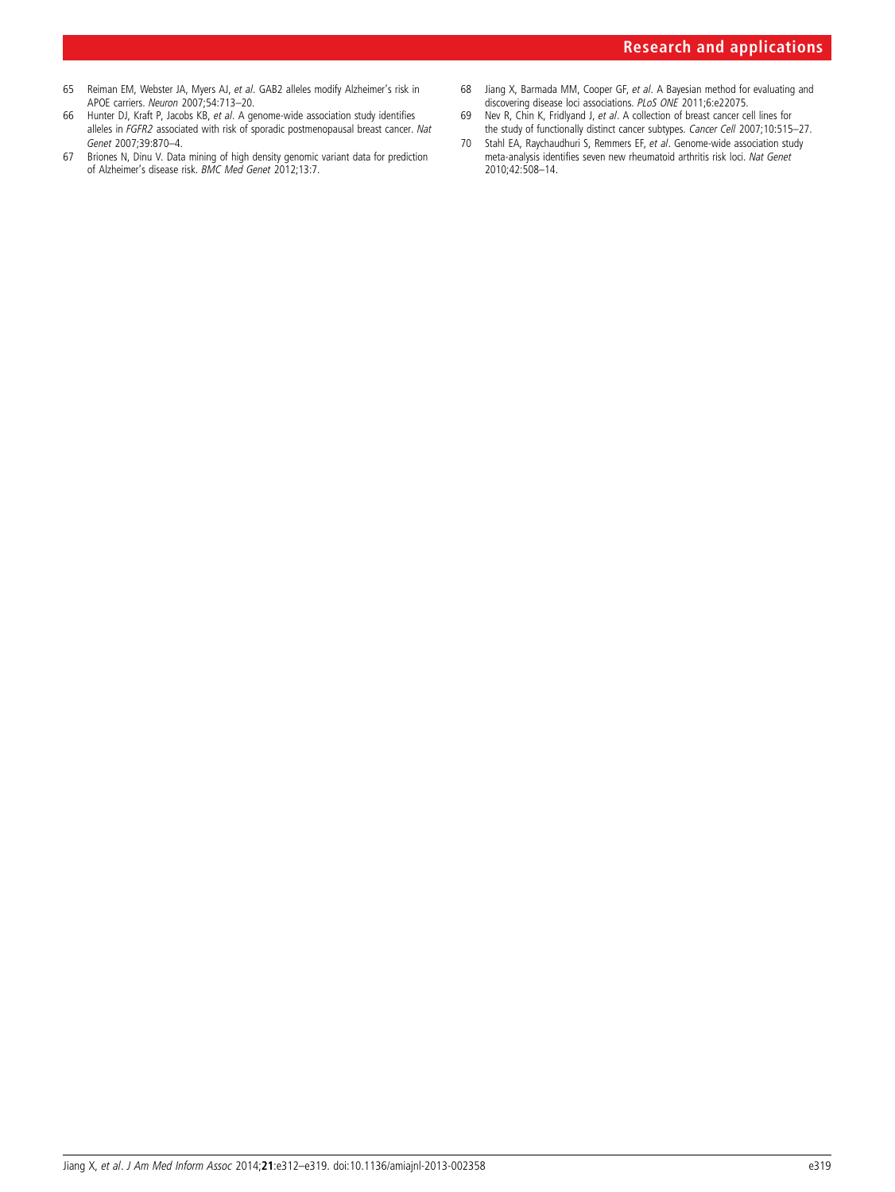65 Reiman EM, Webster JA, Myers AJ, *et al*. GAB2 alleles modify Alzheimer's risk in APOE carriers. *Neuron* 2007;54:713–20.
66 Hunter DJ, Kraft P, Jacobs KB, *et al*. A genome-wide association study identifies alleles in *FGFR2* associated with risk of sporadic postmenopausal breast cancer. *Nat Genet* 2007;39:870–4.
67 Briones N, Dinu V. Data mining of high density genomic variant data for prediction of Alzheimer's disease risk. *BMC Med Genet* 2012;13:7.
68 Jiang X, Barmada MM, Cooper GF, *et al*. A Bayesian method for evaluating and discovering disease loci associations. *PLoS ONE* 2011;6:e22075.
69 Nev R, Chin K, Fridlyand J, *et al*. A collection of breast cancer cell lines for the study of functionally distinct cancer subtypes. *Cancer Cell* 2007;10:515–27.
70 Stahl EA, Raychaudhuri S, Remmers EF, *et al*. Genome-wide association study meta-analysis identifies seven new rheumatoid arthritis risk loci. *Nat Genet* 2010;42:508–14.